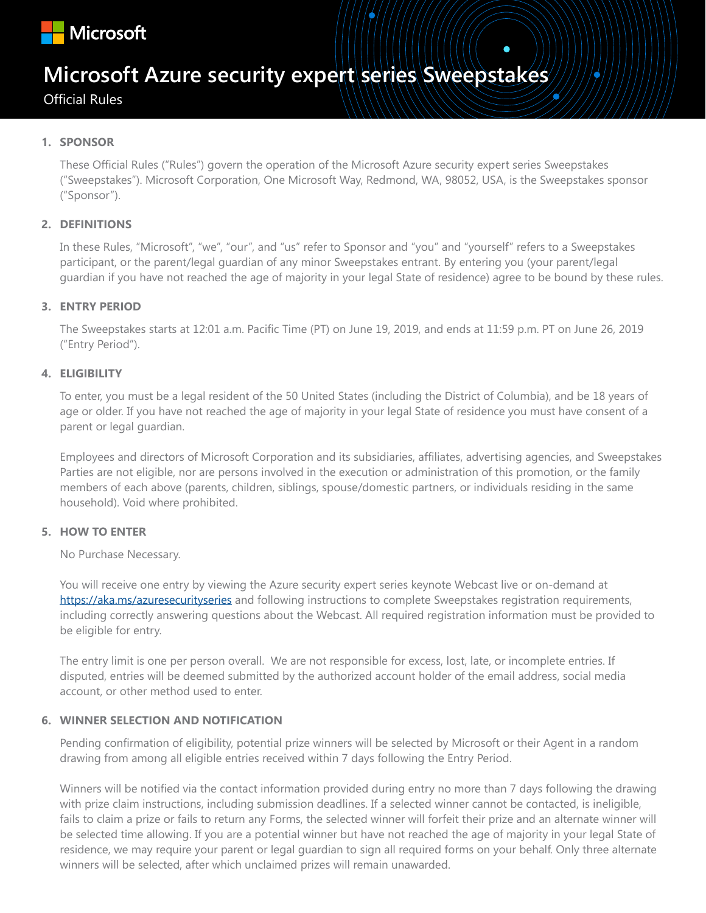Microsoft

# Microsoft Azure security expert series Sweepstakes

Official Rules

## 1. SPONSOR

These Official Rules ("Rules") govern the operation of the Microsoft Azure security expert series Sweepstakes ("Sweepstakes"). Microsoft Corporation, One Microsoft Way, Redmond, WA, 98052, USA, is the Sweepstakes sponsor ("Sponsor").

## 2. DEFINITIONS

In these Rules, "Microsoft", "we", "our", and "us" refer to Sponsor and "you" and "yourself" refers to a Sweepstakes participant, or the parent/legal guardian of any minor Sweepstakes entrant. By entering you (your parent/legal guardian if you have not reached the age of majority in your legal State of residence) agree to be bound by these rules.

## 3. ENTRY PERIOD

The Sweepstakes starts at 12:01 a.m. Pacific Time (PT) on June 19, 2019, and ends at 11:59 p.m. PT on June 26, 2019 ("Entry Period").

## 4. ELIGIBILITY

To enter, you must be a legal resident of the 50 United States (including the District of Columbia), and be 18 years of age or older. If you have not reached the age of majority in your legal State of residence you must have consent of a parent or legal guardian.

Employees and directors of Microsoft Corporation and its subsidiaries, affiliates, advertising agencies, and Sweepstakes Parties are not eligible, nor are persons involved in the execution or administration of this promotion, or the family members of each above (parents, children, siblings, spouse/domestic partners, or individuals residing in the same household). Void where prohibited.

## 5. HOW TO ENTER

No Purchase Necessary.

You will receive one entry by viewing the Azure security expert series keynote Webcast live or on-demand at [https://aka.ms/azuresecurityseries](https://aka.ms/azuresecurityseries) and following instructions to complete Sweepstakes registration requirements, including correctly answering questions about the Webcast. All required registration information must be provided to be eligible for entry.

The entry limit is one per person overall. We are not responsible for excess, lost, late, or incomplete entries. If disputed, entries will be deemed submitted by the authorized account holder of the email address, social media account, or other method used to enter.

## 6. WINNER SELECTION AND NOTIFICATION

Pending confirmation of eligibility, potential prize winners will be selected by Microsoft or their Agent in a random drawing from among all eligible entries received within 7 days following the Entry Period.

Winners will be notified via the contact information provided during entry no more than 7 days following the drawing with prize claim instructions, including submission deadlines. If a selected winner cannot be contacted, is ineligible, fails to claim a prize or fails to return any Forms, the selected winner will forfeit their prize and an alternate winner will be selected time allowing. If you are a potential winner but have not reached the age of majority in your legal State of residence, we may require your parent or legal guardian to sign all required forms on your behalf. Only three alternate winners will be selected, after which unclaimed prizes will remain unawarded.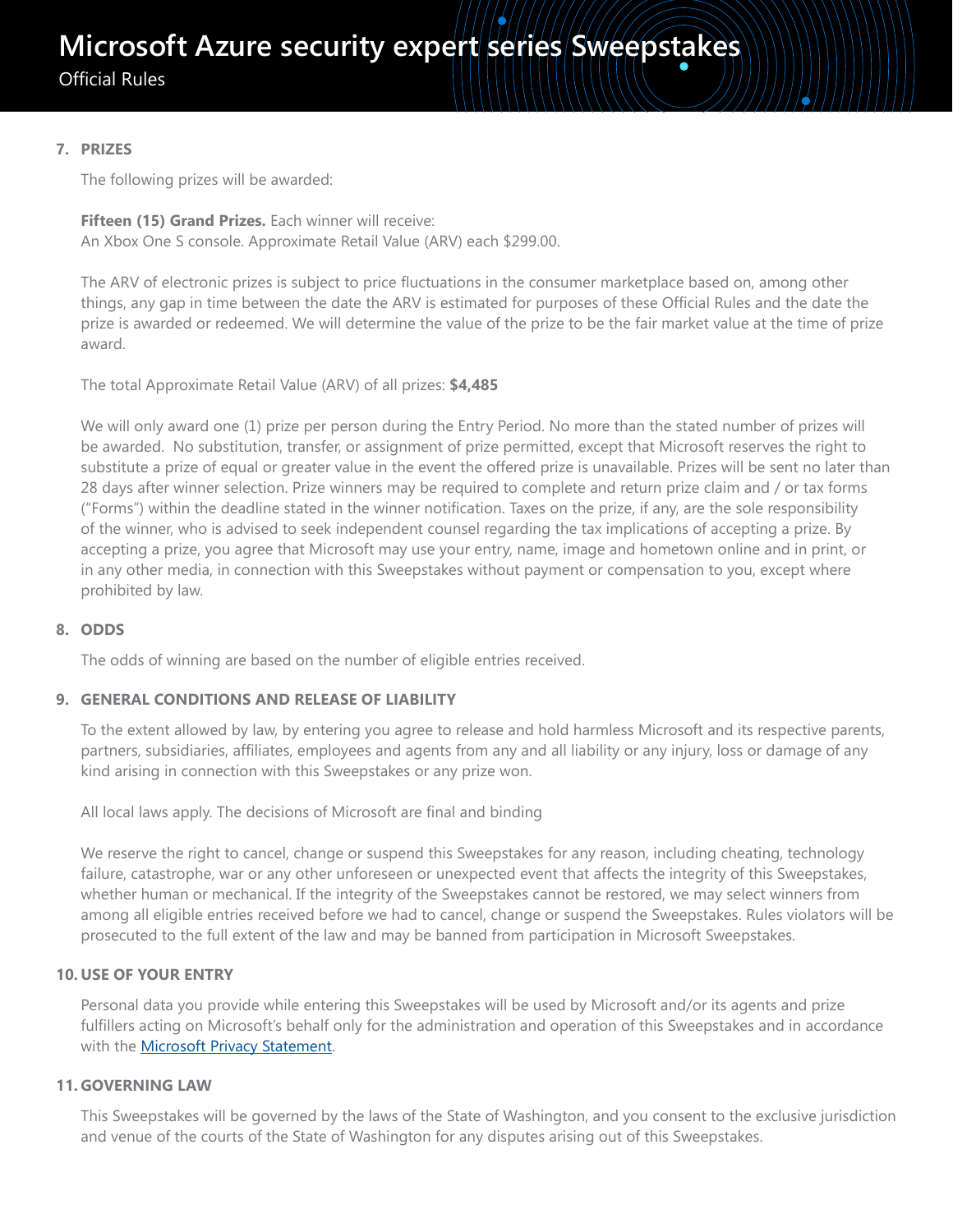## 7. PRIZES

The following prizes will be awarded:

**Fifteen (15) Grand Prizes.** Each winner will receive:
An Xbox One S console. Approximate Retail Value (ARV) each $299.00.

The ARV of electronic prizes is subject to price fluctuations in the consumer marketplace based on, among other things, any gap in time between the date the ARV is estimated for purposes of these Official Rules and the date the prize is awarded or redeemed. We will determine the value of the prize to be the fair market value at the time of prize award.

The total Approximate Retail Value (ARV) of all prizes: **$4,485**

We will only award one (1) prize per person during the Entry Period. No more than the stated number of prizes will be awarded. No substitution, transfer, or assignment of prize permitted, except that Microsoft reserves the right to substitute a prize of equal or greater value in the event the offered prize is unavailable. Prizes will be sent no later than 28 days after winner selection. Prize winners may be required to complete and return prize claim and / or tax forms ("Forms") within the deadline stated in the winner notification. Taxes on the prize, if any, are the sole responsibility of the winner, who is advised to seek independent counsel regarding the tax implications of accepting a prize. By accepting a prize, you agree that Microsoft may use your entry, name, image and hometown online and in print, or in any other media, in connection with this Sweepstakes without payment or compensation to you, except where prohibited by law.

## 8. ODDS

The odds of winning are based on the number of eligible entries received.

## 9. GENERAL CONDITIONS AND RELEASE OF LIABILITY

To the extent allowed by law, by entering you agree to release and hold harmless Microsoft and its respective parents, partners, subsidiaries, affiliates, employees and agents from any and all liability or any injury, loss or damage of any kind arising in connection with this Sweepstakes or any prize won.

All local laws apply. The decisions of Microsoft are final and binding

We reserve the right to cancel, change or suspend this Sweepstakes for any reason, including cheating, technology failure, catastrophe, war or any other unforeseen or unexpected event that affects the integrity of this Sweepstakes, whether human or mechanical. If the integrity of the Sweepstakes cannot be restored, we may select winners from among all eligible entries received before we had to cancel, change or suspend the Sweepstakes. Rules violators will be prosecuted to the full extent of the law and may be banned from participation in Microsoft Sweepstakes.

## 10. USE OF YOUR ENTRY

Personal data you provide while entering this Sweepstakes will be used by Microsoft and/or its agents and prize fulfillers acting on Microsoft's behalf only for the administration and operation of this Sweepstakes and in accordance with the Microsoft Privacy Statement.

## 11. GOVERNING LAW

This Sweepstakes will be governed by the laws of the State of Washington, and you consent to the exclusive jurisdiction and venue of the courts of the State of Washington for any disputes arising out of this Sweepstakes.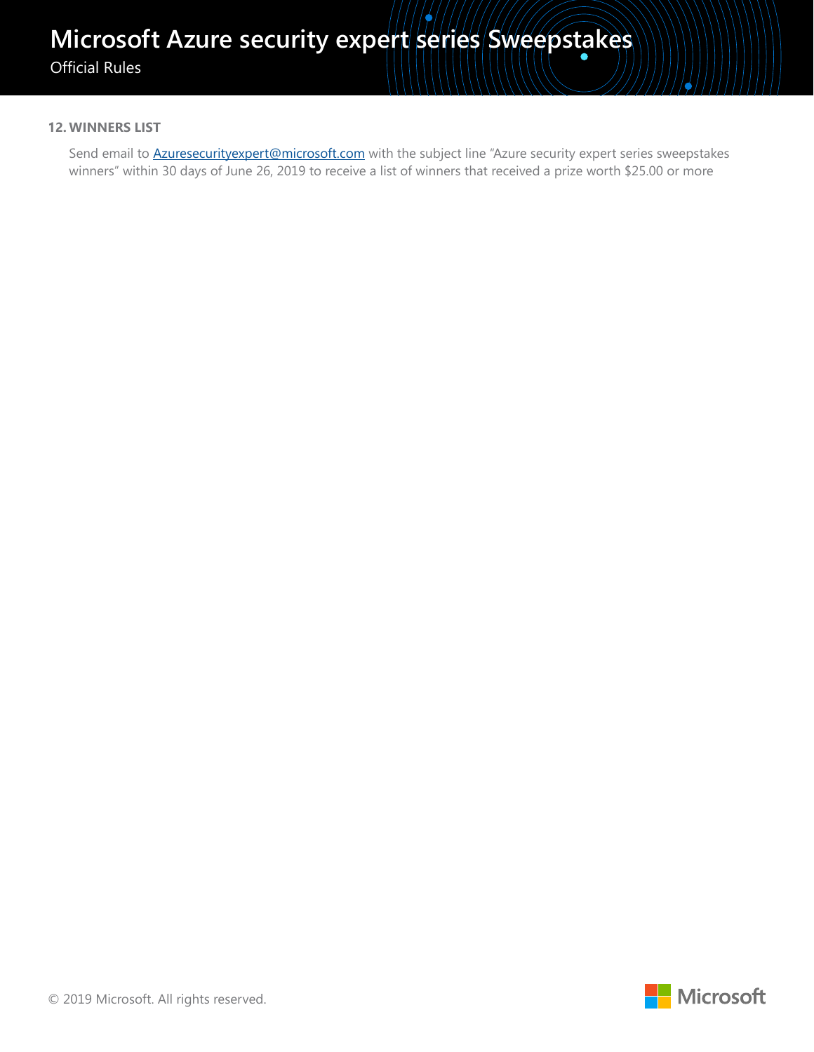**12. WINNERS LIST**

Send email to Azuresecurityexpert@microsoft.com with the subject line "Azure security expert series sweepstakes winners" within 30 days of June 26, 2019 to receive a list of winners that received a prize worth $25.00 or more